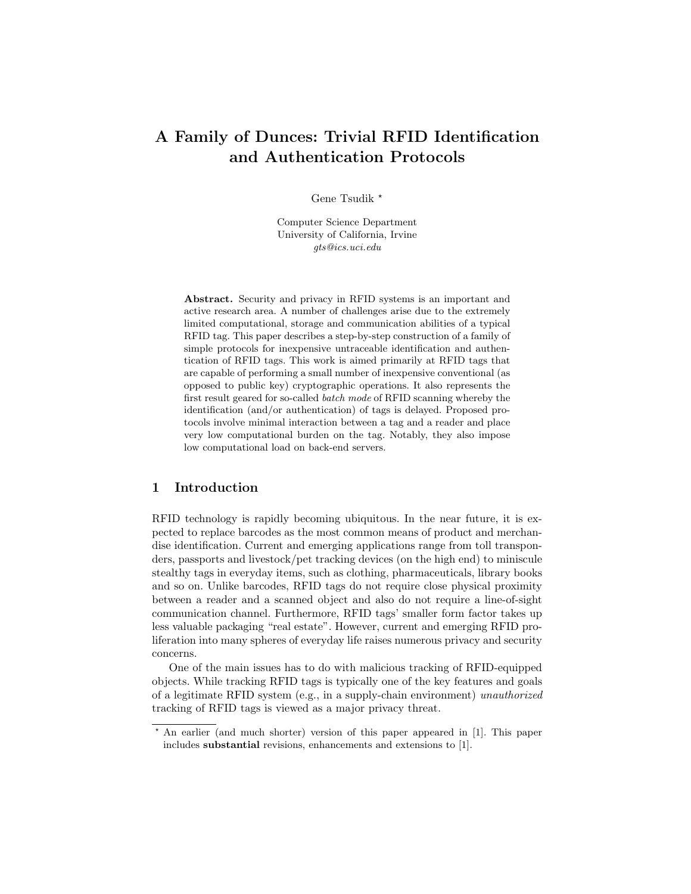# A Family of Dunces: Trivial RFID Identification and Authentication Protocols

Gene Tsudik *

Computer Science Department
University of California, Irvine
*gts@ics.uci.edu*

**Abstract.** Security and privacy in RFID systems is an important and active research area. A number of challenges arise due to the extremely limited computational, storage and communication abilities of a typical RFID tag. This paper describes a step-by-step construction of a family of simple protocols for inexpensive untraceable identification and authentication of RFID tags. This work is aimed primarily at RFID tags that are capable of performing a small number of inexpensive conventional (as opposed to public key) cryptographic operations. It also represents the first result geared for so-called *batch mode* of RFID scanning whereby the identification (and/or authentication) of tags is delayed. Proposed protocols involve minimal interaction between a tag and a reader and place very low computational burden on the tag. Notably, they also impose low computational load on back-end servers.

## 1 Introduction

RFID technology is rapidly becoming ubiquitous. In the near future, it is expected to replace barcodes as the most common means of product and merchandise identification. Current and emerging applications range from toll transponders, passports and livestock/pet tracking devices (on the high end) to miniscule stealthy tags in everyday items, such as clothing, pharmaceuticals, library books and so on. Unlike barcodes, RFID tags do not require close physical proximity between a reader and a scanned object and also do not require a line-of-sight communication channel. Furthermore, RFID tags' smaller form factor takes up less valuable packaging "real estate". However, current and emerging RFID proliferation into many spheres of everyday life raises numerous privacy and security concerns.

One of the main issues has to do with malicious tracking of RFID-equipped objects. While tracking RFID tags is typically one of the key features and goals of a legitimate RFID system (e.g., in a supply-chain environment) *unauthorized* tracking of RFID tags is viewed as a major privacy threat.

* An earlier (and much shorter) version of this paper appeared in [1]. This paper includes **substantial** revisions, enhancements and extensions to [1].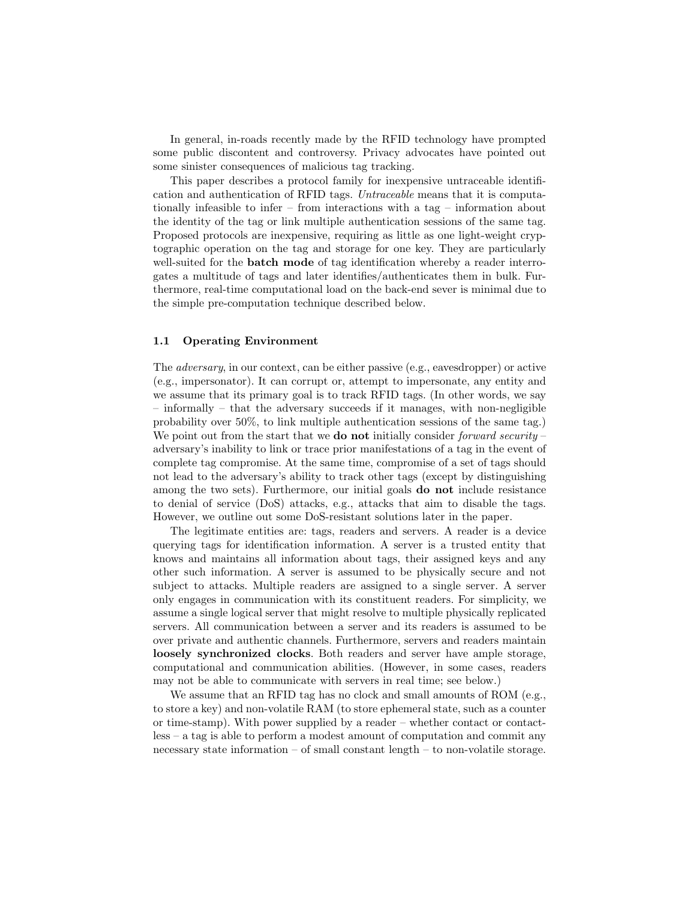In general, in-roads recently made by the RFID technology have prompted some public discontent and controversy. Privacy advocates have pointed out some sinister consequences of malicious tag tracking.

This paper describes a protocol family for inexpensive untraceable identification and authentication of RFID tags. *Untraceable* means that it is computationally infeasible to infer – from interactions with a tag – information about the identity of the tag or link multiple authentication sessions of the same tag. Proposed protocols are inexpensive, requiring as little as one light-weight cryptographic operation on the tag and storage for one key. They are particularly well-suited for the **batch mode** of tag identification whereby a reader interrogates a multitude of tags and later identifies/authenticates them in bulk. Furthermore, real-time computational load on the back-end sever is minimal due to the simple pre-computation technique described below.

### 1.1 Operating Environment

The *adversary*, in our context, can be either passive (e.g., eavesdropper) or active (e.g., impersonator). It can corrupt or, attempt to impersonate, any entity and we assume that its primary goal is to track RFID tags. (In other words, we say – informally – that the adversary succeeds if it manages, with non-negligible probability over 50%, to link multiple authentication sessions of the same tag.) We point out from the start that we **do not** initially consider *forward security* – adversary's inability to link or trace prior manifestations of a tag in the event of complete tag compromise. At the same time, compromise of a set of tags should not lead to the adversary's ability to track other tags (except by distinguishing among the two sets). Furthermore, our initial goals **do not** include resistance to denial of service (DoS) attacks, e.g., attacks that aim to disable the tags. However, we outline out some DoS-resistant solutions later in the paper.

The legitimate entities are: tags, readers and servers. A reader is a device querying tags for identification information. A server is a trusted entity that knows and maintains all information about tags, their assigned keys and any other such information. A server is assumed to be physically secure and not subject to attacks. Multiple readers are assigned to a single server. A server only engages in communication with its constituent readers. For simplicity, we assume a single logical server that might resolve to multiple physically replicated servers. All communication between a server and its readers is assumed to be over private and authentic channels. Furthermore, servers and readers maintain **loosely synchronized clocks**. Both readers and server have ample storage, computational and communication abilities. (However, in some cases, readers may not be able to communicate with servers in real time; see below.)

We assume that an RFID tag has no clock and small amounts of ROM (e.g., to store a key) and non-volatile RAM (to store ephemeral state, such as a counter or time-stamp). With power supplied by a reader – whether contact or contactless – a tag is able to perform a modest amount of computation and commit any necessary state information – of small constant length – to non-volatile storage.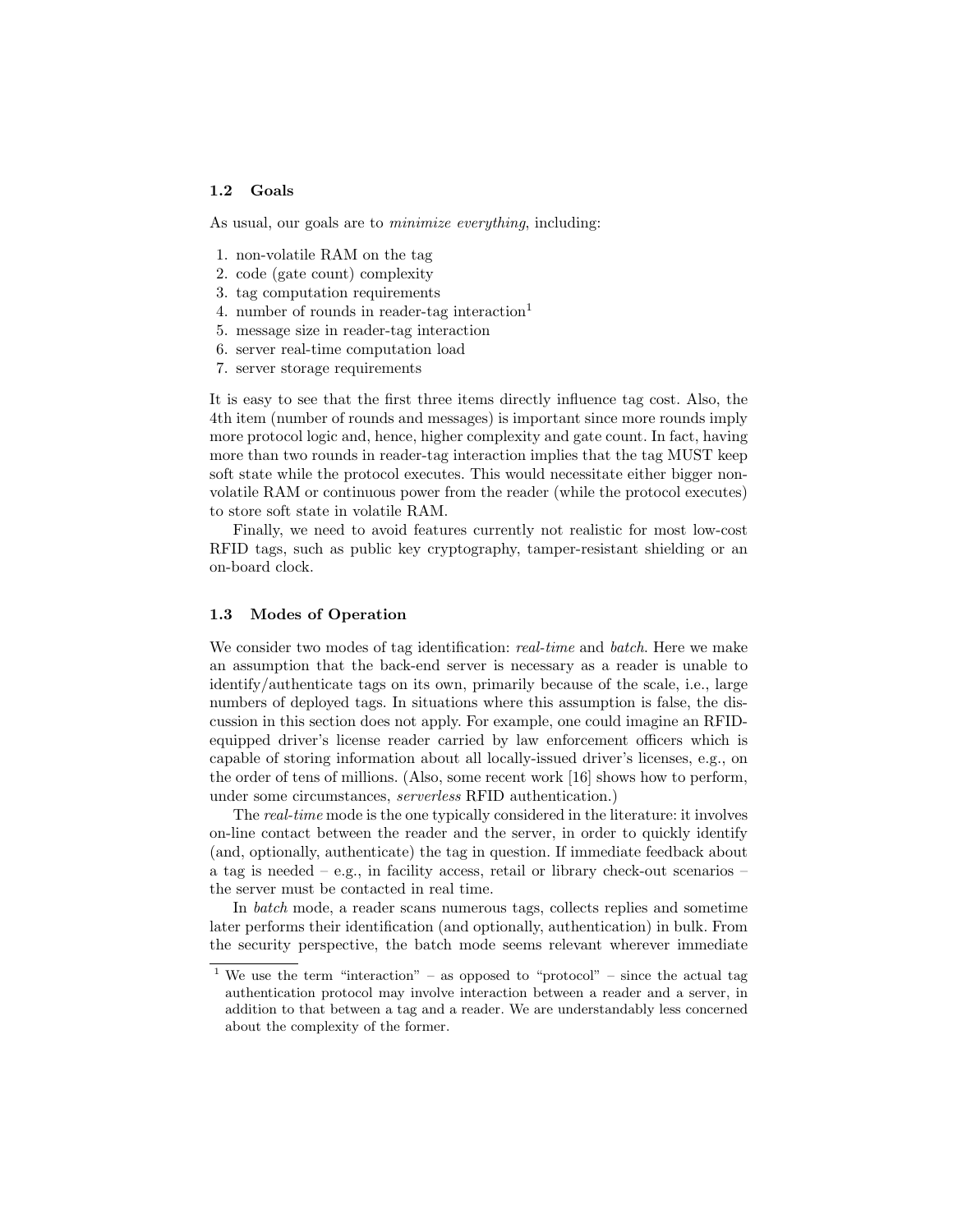### 1.2 Goals

As usual, our goals are to *minimize everything*, including:

1. non-volatile RAM on the tag
2. code (gate count) complexity
3. tag computation requirements
4. number of rounds in reader-tag interaction[1]
5. message size in reader-tag interaction
6. server real-time computation load
7. server storage requirements

It is easy to see that the first three items directly influence tag cost. Also, the 4th item (number of rounds and messages) is important since more rounds imply more protocol logic and, hence, higher complexity and gate count. In fact, having more than two rounds in reader-tag interaction implies that the tag MUST keep soft state while the protocol executes. This would necessitate either bigger non-volatile RAM or continuous power from the reader (while the protocol executes) to store soft state in volatile RAM.

Finally, we need to avoid features currently not realistic for most low-cost RFID tags, such as public key cryptography, tamper-resistant shielding or an on-board clock.

### 1.3 Modes of Operation

We consider two modes of tag identification: *real-time* and *batch*. Here we make an assumption that the back-end server is necessary as a reader is unable to identify/authenticate tags on its own, primarily because of the scale, i.e., large numbers of deployed tags. In situations where this assumption is false, the discussion in this section does not apply. For example, one could imagine an RFID-equipped driver's license reader carried by law enforcement officers which is capable of storing information about all locally-issued driver's licenses, e.g., on the order of tens of millions. (Also, some recent work [16] shows how to perform, under some circumstances, *serverless* RFID authentication.)

The *real-time* mode is the one typically considered in the literature: it involves on-line contact between the reader and the server, in order to quickly identify (and, optionally, authenticate) the tag in question. If immediate feedback about a tag is needed – e.g., in facility access, retail or library check-out scenarios – the server must be contacted in real time.

In *batch* mode, a reader scans numerous tags, collects replies and sometime later performs their identification (and optionally, authentication) in bulk. From the security perspective, the batch mode seems relevant wherever immediate

[1] We use the term "interaction" – as opposed to "protocol" – since the actual tag authentication protocol may involve interaction between a reader and a server, in addition to that between a tag and a reader. We are understandably less concerned about the complexity of the former.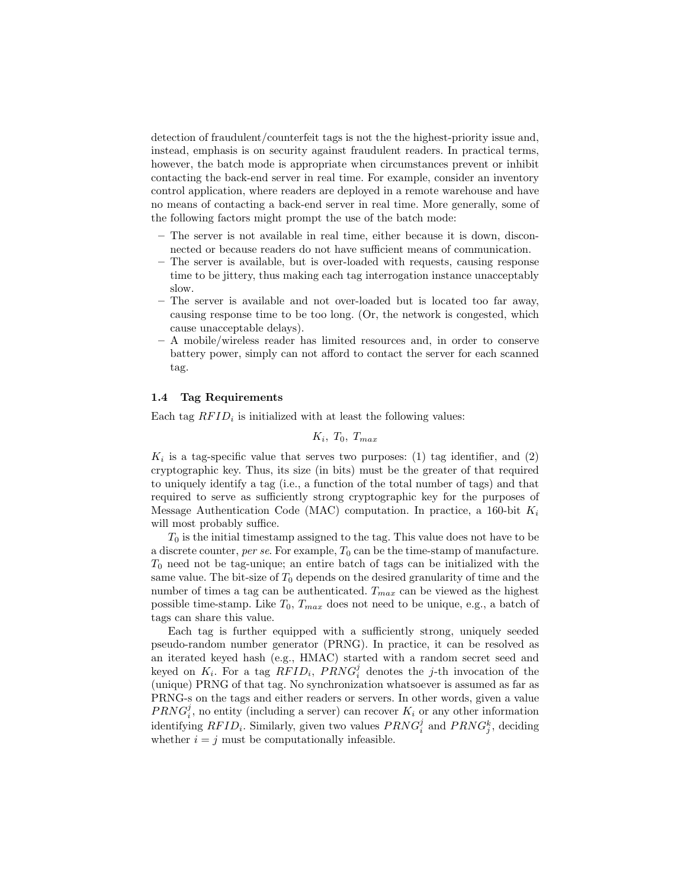detection of fraudulent/counterfeit tags is not the the highest-priority issue and, instead, emphasis is on security against fraudulent readers. In practical terms, however, the batch mode is appropriate when circumstances prevent or inhibit contacting the back-end server in real time. For example, consider an inventory control application, where readers are deployed in a remote warehouse and have no means of contacting a back-end server in real time. More generally, some of the following factors might prompt the use of the batch mode:

- The server is not available in real time, either because it is down, disconnected or because readers do not have sufficient means of communication.
- The server is available, but is over-loaded with requests, causing response time to be jittery, thus making each tag interrogation instance unacceptably slow.
- The server is available and not over-loaded but is located too far away, causing response time to be too long. (Or, the network is congested, which cause unacceptable delays).
- A mobile/wireless reader has limited resources and, in order to conserve battery power, simply can not afford to contact the server for each scanned tag.

### 1.4 Tag Requirements

Each tag $RFID_i$ is initialized with at least the following values:

$$K_i,\ T_0,\ T_{max}$$

$K_i$ is a tag-specific value that serves two purposes: (1) tag identifier, and (2) cryptographic key. Thus, its size (in bits) must be the greater of that required to uniquely identify a tag (i.e., a function of the total number of tags) and that required to serve as sufficiently strong cryptographic key for the purposes of Message Authentication Code (MAC) computation. In practice, a 160-bit $K_i$ will most probably suffice.

$T_0$ is the initial timestamp assigned to the tag. This value does not have to be a discrete counter, *per se*. For example, $T_0$ can be the time-stamp of manufacture. $T_0$ need not be tag-unique; an entire batch of tags can be initialized with the same value. The bit-size of $T_0$ depends on the desired granularity of time and the number of times a tag can be authenticated. $T_{max}$ can be viewed as the highest possible time-stamp. Like $T_0$, $T_{max}$ does not need to be unique, e.g., a batch of tags can share this value.

Each tag is further equipped with a sufficiently strong, uniquely seeded pseudo-random number generator (PRNG). In practice, it can be resolved as an iterated keyed hash (e.g., HMAC) started with a random secret seed and keyed on $K_i$. For a tag $RFID_i$, $PRNG_i^j$ denotes the $j$-th invocation of the (unique) PRNG of that tag. No synchronization whatsoever is assumed as far as PRNG-s on the tags and either readers or servers. In other words, given a value $PRNG_i^j$, no entity (including a server) can recover $K_i$ or any other information identifying $RFID_i$. Similarly, given two values $PRNG_i^j$ and $PRNG_j^k$, deciding whether $i = j$ must be computationally infeasible.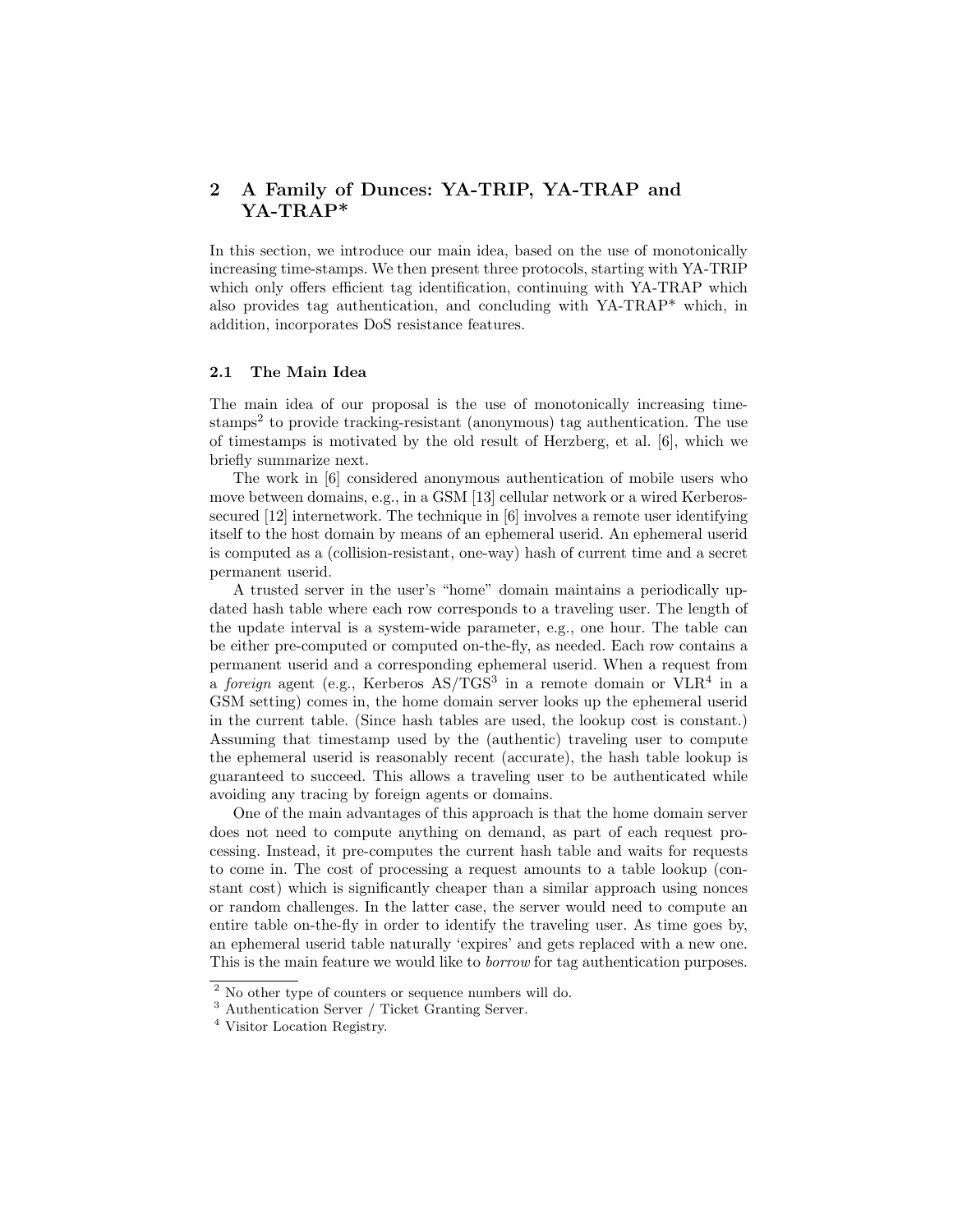## 2 A Family of Dunces: YA-TRIP, YA-TRAP and YA-TRAP*

In this section, we introduce our main idea, based on the use of monotonically increasing time-stamps. We then present three protocols, starting with YA-TRIP which only offers efficient tag identification, continuing with YA-TRAP which also provides tag authentication, and concluding with YA-TRAP* which, in addition, incorporates DoS resistance features.

### 2.1 The Main Idea

The main idea of our proposal is the use of monotonically increasing time-stamps[2] to provide tracking-resistant (anonymous) tag authentication. The use of timestamps is motivated by the old result of Herzberg, et al. [6], which we briefly summarize next.

The work in [6] considered anonymous authentication of mobile users who move between domains, e.g., in a GSM [13] cellular network or a wired Kerberos-secured [12] internetwork. The technique in [6] involves a remote user identifying itself to the host domain by means of an ephemeral userid. An ephemeral userid is computed as a (collision-resistant, one-way) hash of current time and a secret permanent userid.

A trusted server in the user's "home" domain maintains a periodically updated hash table where each row corresponds to a traveling user. The length of the update interval is a system-wide parameter, e.g., one hour. The table can be either pre-computed or computed on-the-fly, as needed. Each row contains a permanent userid and a corresponding ephemeral userid. When a request from a *foreign* agent (e.g., Kerberos AS/TGS[3] in a remote domain or VLR[4] in a GSM setting) comes in, the home domain server looks up the ephemeral userid in the current table. (Since hash tables are used, the lookup cost is constant.) Assuming that timestamp used by the (authentic) traveling user to compute the ephemeral userid is reasonably recent (accurate), the hash table lookup is guaranteed to succeed. This allows a traveling user to be authenticated while avoiding any tracing by foreign agents or domains.

One of the main advantages of this approach is that the home domain server does not need to compute anything on demand, as part of each request processing. Instead, it pre-computes the current hash table and waits for requests to come in. The cost of processing a request amounts to a table lookup (constant cost) which is significantly cheaper than a similar approach using nonces or random challenges. In the latter case, the server would need to compute an entire table on-the-fly in order to identify the traveling user. As time goes by, an ephemeral userid table naturally 'expires' and gets replaced with a new one. This is the main feature we would like to *borrow* for tag authentication purposes.

[2] No other type of counters or sequence numbers will do.

[3] Authentication Server / Ticket Granting Server.

[4] Visitor Location Registry.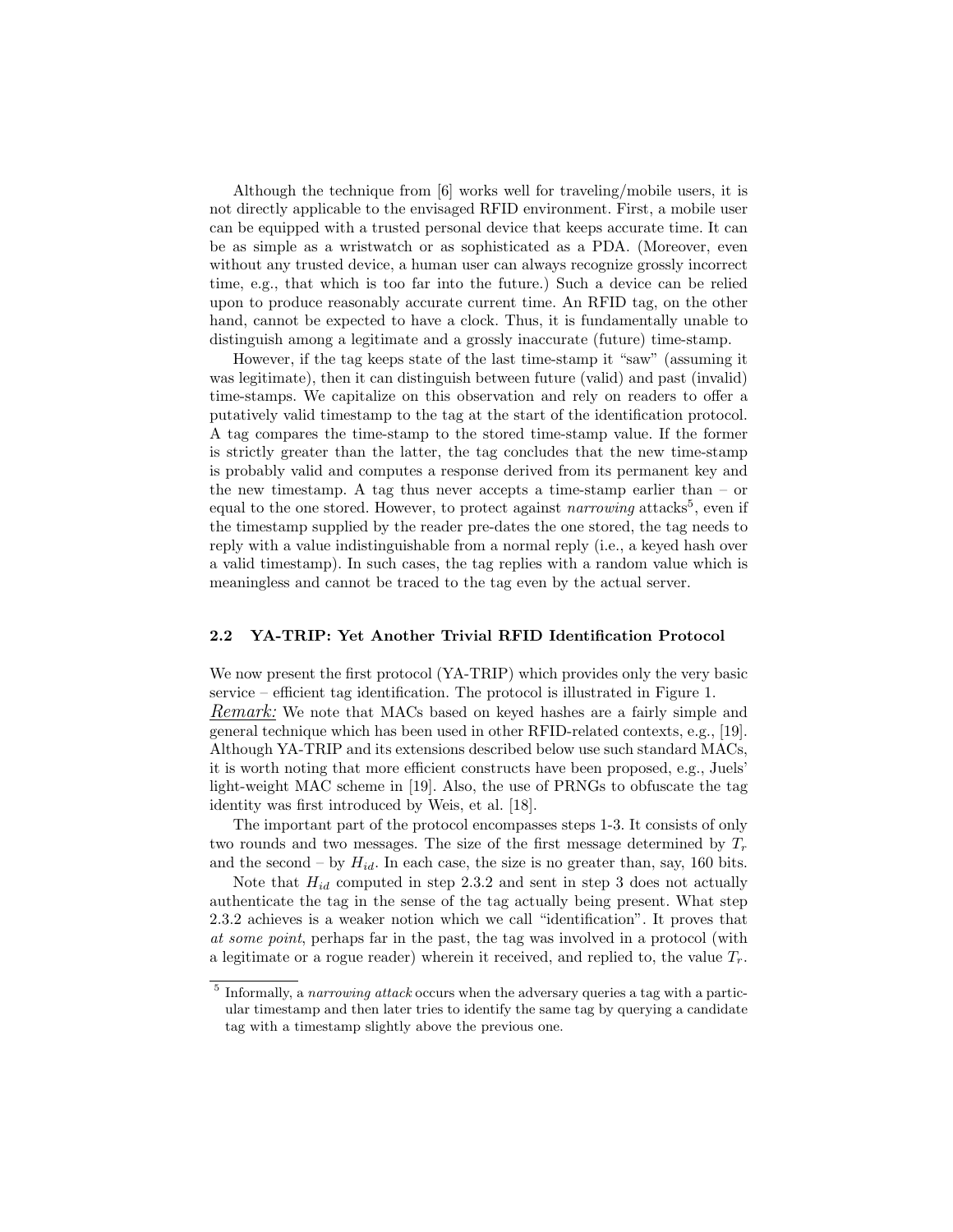Although the technique from [6] works well for traveling/mobile users, it is not directly applicable to the envisaged RFID environment. First, a mobile user can be equipped with a trusted personal device that keeps accurate time. It can be as simple as a wristwatch or as sophisticated as a PDA. (Moreover, even without any trusted device, a human user can always recognize grossly incorrect time, e.g., that which is too far into the future.) Such a device can be relied upon to produce reasonably accurate current time. An RFID tag, on the other hand, cannot be expected to have a clock. Thus, it is fundamentally unable to distinguish among a legitimate and a grossly inaccurate (future) time-stamp.

However, if the tag keeps state of the last time-stamp it "saw" (assuming it was legitimate), then it can distinguish between future (valid) and past (invalid) time-stamps. We capitalize on this observation and rely on readers to offer a putatively valid timestamp to the tag at the start of the identification protocol. A tag compares the time-stamp to the stored time-stamp value. If the former is strictly greater than the latter, the tag concludes that the new time-stamp is probably valid and computes a response derived from its permanent key and the new timestamp. A tag thus never accepts a time-stamp earlier than – or equal to the one stored. However, to protect against *narrowing* attacks[5], even if the timestamp supplied by the reader pre-dates the one stored, the tag needs to reply with a value indistinguishable from a normal reply (i.e., a keyed hash over a valid timestamp). In such cases, the tag replies with a random value which is meaningless and cannot be traced to the tag even by the actual server.

### 2.2 YA-TRIP: Yet Another Trivial RFID Identification Protocol

We now present the first protocol (YA-TRIP) which provides only the very basic service – efficient tag identification. The protocol is illustrated in Figure 1.

*Remark:* We note that MACs based on keyed hashes are a fairly simple and general technique which has been used in other RFID-related contexts, e.g., [19]. Although YA-TRIP and its extensions described below use such standard MACs, it is worth noting that more efficient constructs have been proposed, e.g., Juels' light-weight MAC scheme in [19]. Also, the use of PRNGs to obfuscate the tag identity was first introduced by Weis, et al. [18].

The important part of the protocol encompasses steps 1-3. It consists of only two rounds and two messages. The size of the first message determined by $T_r$ and the second – by $H_{id}$. In each case, the size is no greater than, say, 160 bits.

Note that $H_{id}$ computed in step 2.3.2 and sent in step 3 does not actually authenticate the tag in the sense of the tag actually being present. What step 2.3.2 achieves is a weaker notion which we call "identification". It proves that *at some point*, perhaps far in the past, the tag was involved in a protocol (with a legitimate or a rogue reader) wherein it received, and replied to, the value $T_r$.

[5] Informally, a *narrowing attack* occurs when the adversary queries a tag with a particular timestamp and then later tries to identify the same tag by querying a candidate tag with a timestamp slightly above the previous one.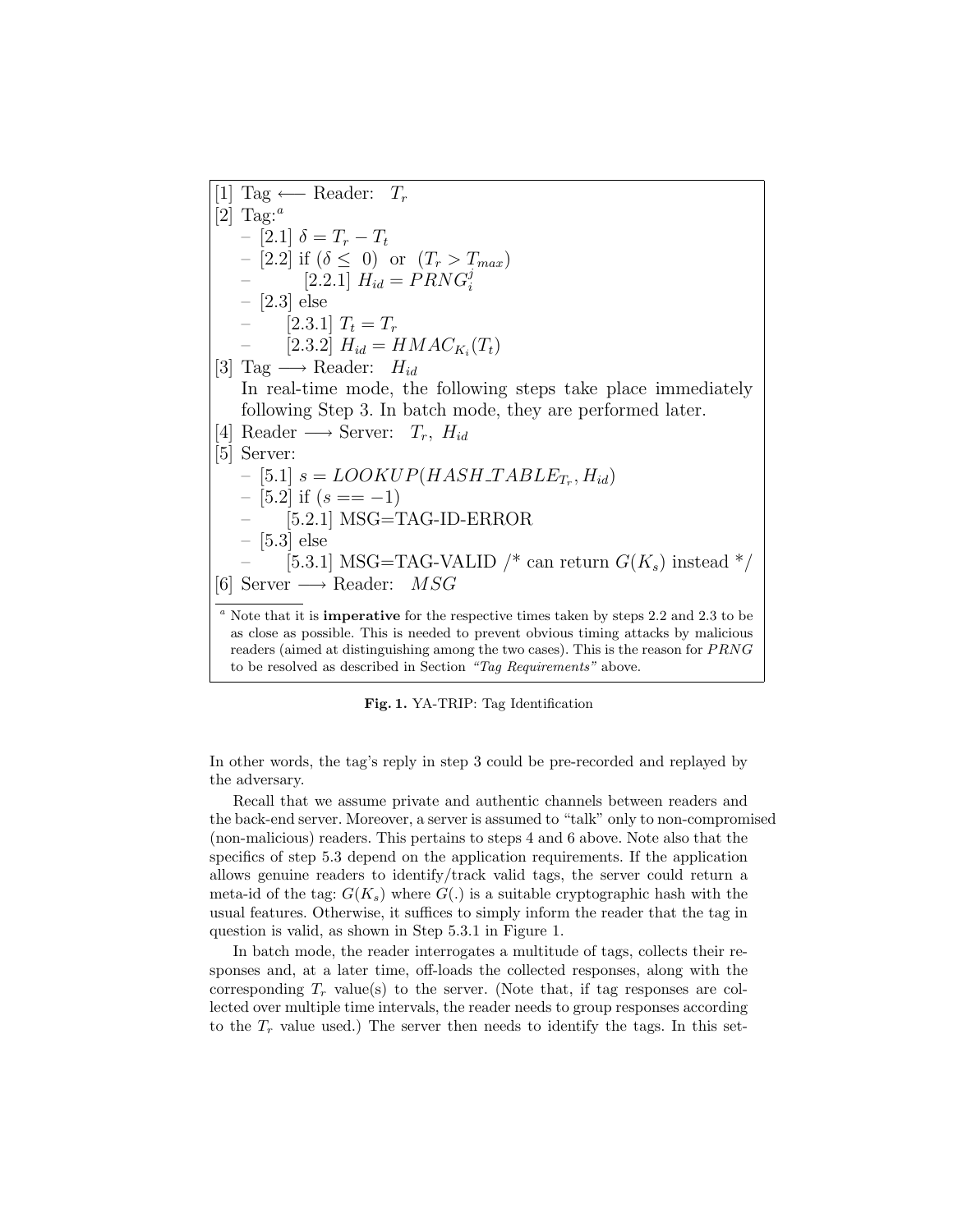[1] Tag $\longleftarrow$ Reader: $T_r$

[2] Tag:[a]

- [2.1] $\delta = T_r - T_t$
- [2.2] if $(\delta \leq 0)$ or $(T_r > T_{max})$
  - [2.2.1] $H_{id} = PRNG_i^j$
- [2.3] else
  - [2.3.1] $T_t = T_r$
  - [2.3.2] $H_{id} = HMAC_{K_i}(T_t)$

[3] Tag $\longrightarrow$ Reader: $H_{id}$

In real-time mode, the following steps take place immediately following Step 3. In batch mode, they are performed later.

[4] Reader $\longrightarrow$ Server: $T_r$, $H_{id}$

[5] Server:

- [5.1] $s = LOOKUP(HASH\_TABLE_{T_r}, H_{id})$
- [5.2] if $(s == -1)$
  - [5.2.1] MSG=TAG-ID-ERROR
- [5.3] else
  - [5.3.1] MSG=TAG-VALID /* can return $G(K_s)$ instead */

[6] Server $\longrightarrow$ Reader: $MSG$

[a] Note that it is **imperative** for the respective times taken by steps 2.2 and 2.3 to be as close as possible. This is needed to prevent obvious timing attacks by malicious readers (aimed at distinguishing among the two cases). This is the reason for $PRNG$ to be resolved as described in Section *"Tag Requirements"* above.

**Fig. 1.** YA-TRIP: Tag Identification

In other words, the tag's reply in step 3 could be pre-recorded and replayed by the adversary.

Recall that we assume private and authentic channels between readers and the back-end server. Moreover, a server is assumed to "talk" only to non-compromised (non-malicious) readers. This pertains to steps 4 and 6 above. Note also that the specifics of step 5.3 depend on the application requirements. If the application allows genuine readers to identify/track valid tags, the server could return a meta-id of the tag: $G(K_s)$ where $G(.)$ is a suitable cryptographic hash with the usual features. Otherwise, it suffices to simply inform the reader that the tag in question is valid, as shown in Step 5.3.1 in Figure 1.

In batch mode, the reader interrogates a multitude of tags, collects their responses and, at a later time, off-loads the collected responses, along with the corresponding $T_r$ value(s) to the server. (Note that, if tag responses are collected over multiple time intervals, the reader needs to group responses according to the $T_r$ value used.) The server then needs to identify the tags. In this set-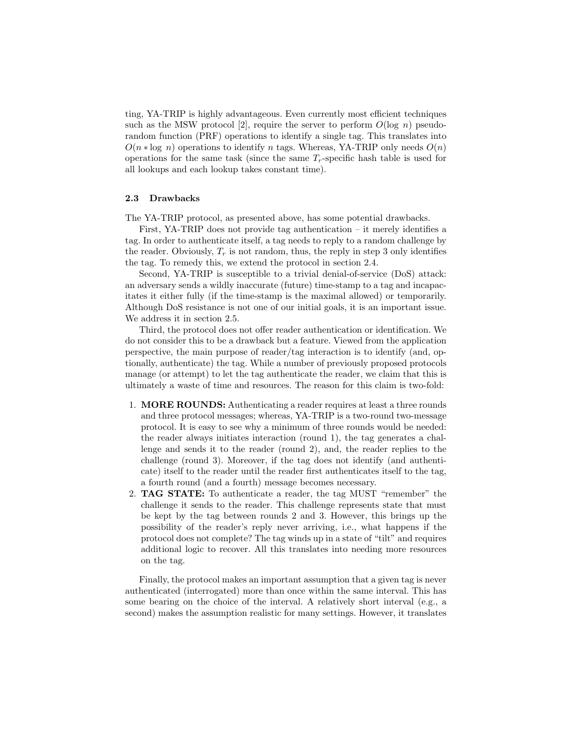ting, YA-TRIP is highly advantageous. Even currently most efficient techniques such as the MSW protocol [2], require the server to perform $O(\log\ n)$ pseudo-random function (PRF) operations to identify a single tag. This translates into $O(n * \log\ n)$ operations to identify $n$ tags. Whereas, YA-TRIP only needs $O(n)$ operations for the same task (since the same $T_r$-specific hash table is used for all lookups and each lookup takes constant time).

### 2.3 Drawbacks

The YA-TRIP protocol, as presented above, has some potential drawbacks.

First, YA-TRIP does not provide tag authentication – it merely identifies a tag. In order to authenticate itself, a tag needs to reply to a random challenge by the reader. Obviously, $T_r$ is not random, thus, the reply in step 3 only identifies the tag. To remedy this, we extend the protocol in section 2.4.

Second, YA-TRIP is susceptible to a trivial denial-of-service (DoS) attack: an adversary sends a wildly inaccurate (future) time-stamp to a tag and incapacitates it either fully (if the time-stamp is the maximal allowed) or temporarily. Although DoS resistance is not one of our initial goals, it is an important issue. We address it in section 2.5.

Third, the protocol does not offer reader authentication or identification. We do not consider this to be a drawback but a feature. Viewed from the application perspective, the main purpose of reader/tag interaction is to identify (and, optionally, authenticate) the tag. While a number of previously proposed protocols manage (or attempt) to let the tag authenticate the reader, we claim that this is ultimately a waste of time and resources. The reason for this claim is two-fold:

1. **MORE ROUNDS:** Authenticating a reader requires at least a three rounds and three protocol messages; whereas, YA-TRIP is a two-round two-message protocol. It is easy to see why a minimum of three rounds would be needed: the reader always initiates interaction (round 1), the tag generates a challenge and sends it to the reader (round 2), and, the reader replies to the challenge (round 3). Moreover, if the tag does not identify (and authenticate) itself to the reader until the reader first authenticates itself to the tag, a fourth round (and a fourth) message becomes necessary.
2. **TAG STATE:** To authenticate a reader, the tag MUST "remember" the challenge it sends to the reader. This challenge represents state that must be kept by the tag between rounds 2 and 3. However, this brings up the possibility of the reader's reply never arriving, i.e., what happens if the protocol does not complete? The tag winds up in a state of "tilt" and requires additional logic to recover. All this translates into needing more resources on the tag.

Finally, the protocol makes an important assumption that a given tag is never authenticated (interrogated) more than once within the same interval. This has some bearing on the choice of the interval. A relatively short interval (e.g., a second) makes the assumption realistic for many settings. However, it translates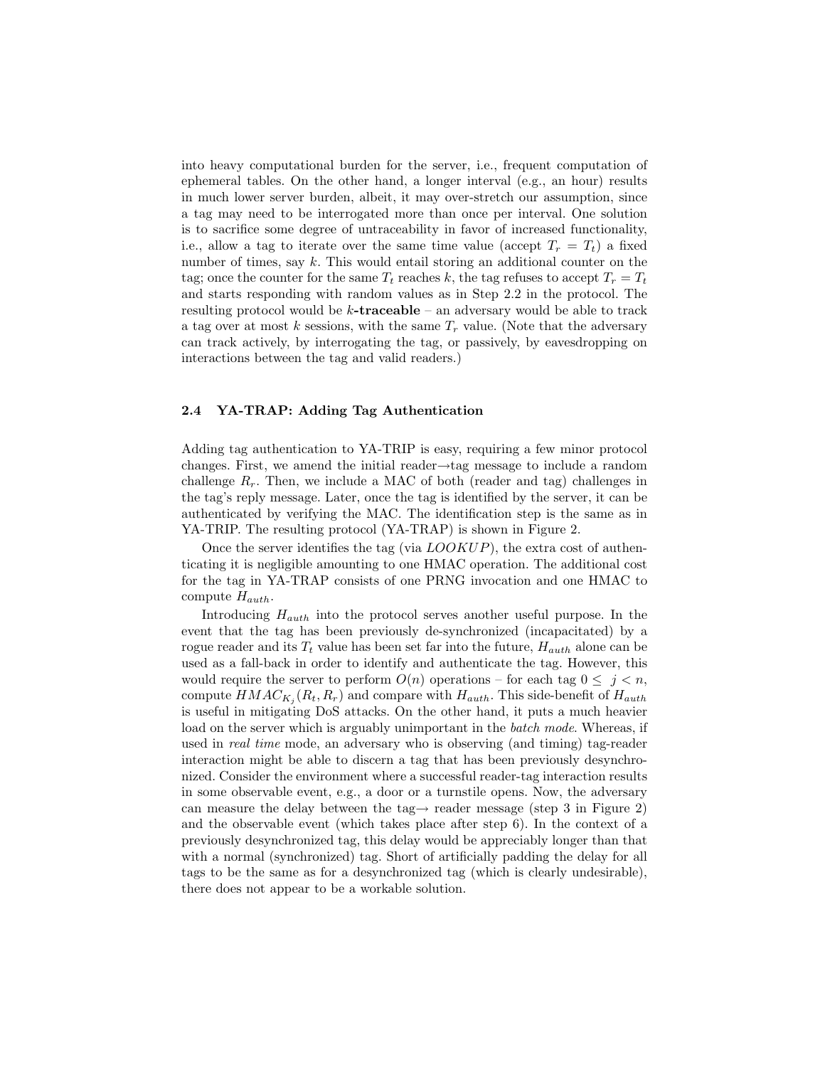into heavy computational burden for the server, i.e., frequent computation of ephemeral tables. On the other hand, a longer interval (e.g., an hour) results in much lower server burden, albeit, it may over-stretch our assumption, since a tag may need to be interrogated more than once per interval. One solution is to sacrifice some degree of untraceability in favor of increased functionality, i.e., allow a tag to iterate over the same time value (accept $T_r = T_t$) a fixed number of times, say $k$. This would entail storing an additional counter on the tag; once the counter for the same $T_t$ reaches $k$, the tag refuses to accept $T_r = T_t$ and starts responding with random values as in Step 2.2 in the protocol. The resulting protocol would be **$k$-traceable** – an adversary would be able to track a tag over at most $k$ sessions, with the same $T_r$ value. (Note that the adversary can track actively, by interrogating the tag, or passively, by eavesdropping on interactions between the tag and valid readers.)

### 2.4 YA-TRAP: Adding Tag Authentication

Adding tag authentication to YA-TRIP is easy, requiring a few minor protocol changes. First, we amend the initial reader→tag message to include a random challenge $R_r$. Then, we include a MAC of both (reader and tag) challenges in the tag's reply message. Later, once the tag is identified by the server, it can be authenticated by verifying the MAC. The identification step is the same as in YA-TRIP. The resulting protocol (YA-TRAP) is shown in Figure 2.

Once the server identifies the tag (via $LOOKUP$), the extra cost of authenticating it is negligible amounting to one HMAC operation. The additional cost for the tag in YA-TRAP consists of one PRNG invocation and one HMAC to compute $H_{auth}$.

Introducing $H_{auth}$ into the protocol serves another useful purpose. In the event that the tag has been previously de-synchronized (incapacitated) by a rogue reader and its $T_t$ value has been set far into the future, $H_{auth}$ alone can be used as a fall-back in order to identify and authenticate the tag. However, this would require the server to perform $O(n)$ operations – for each tag $0 \leq j < n$, compute $HMAC_{K_j}(R_t, R_r)$ and compare with $H_{auth}$. This side-benefit of $H_{auth}$ is useful in mitigating DoS attacks. On the other hand, it puts a much heavier load on the server which is arguably unimportant in the *batch mode*. Whereas, if used in *real time* mode, an adversary who is observing (and timing) tag-reader interaction might be able to discern a tag that has been previously desynchronized. Consider the environment where a successful reader-tag interaction results in some observable event, e.g., a door or a turnstile opens. Now, the adversary can measure the delay between the tag→ reader message (step 3 in Figure 2) and the observable event (which takes place after step 6). In the context of a previously desynchronized tag, this delay would be appreciably longer than that with a normal (synchronized) tag. Short of artificially padding the delay for all tags to be the same as for a desynchronized tag (which is clearly undesirable), there does not appear to be a workable solution.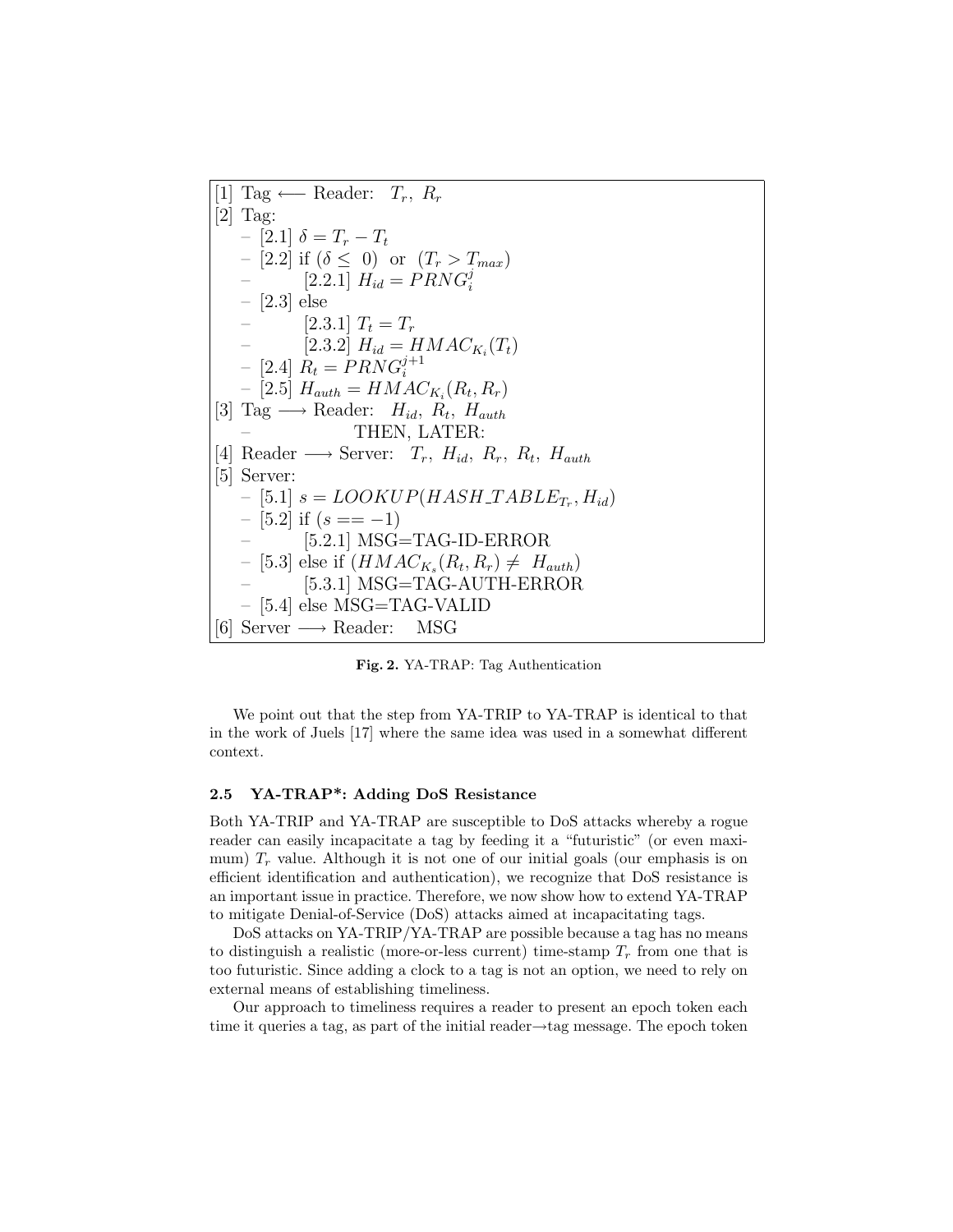[1] Tag $\longleftarrow$ Reader: $T_r,\ R_r$

[2] Tag:

- [2.1] $\delta = T_r - T_t$
- [2.2] if $(\delta \leq\ 0)$ or $(T_r > T_{max})$
- [2.2.1] $H_{id} = PRNG_i^j$
- [2.3] else
- [2.3.1] $T_t = T_r$
- [2.3.2] $H_{id} = HMAC_{K_i}(T_t)$
- [2.4] $R_t = PRNG_i^{j+1}$
- [2.5] $H_{auth} = HMAC_{K_i}(R_t, R_r)$

[3] Tag $\longrightarrow$ Reader: $H_{id},\ R_t,\ H_{auth}$

– THEN, LATER:

[4] Reader $\longrightarrow$ Server: $T_r,\ H_{id},\ R_r,\ R_t,\ H_{auth}$

[5] Server:

- [5.1] $s = LOOKUP(HASH\_TABLE_{T_r}, H_{id})$
- [5.2] if $(s == -1)$
- [5.2.1] MSG=TAG-ID-ERROR
- [5.3] else if $(HMAC_{K_s}(R_t, R_r) \neq\ H_{auth})$
- [5.3.1] MSG=TAG-AUTH-ERROR
- [5.4] else MSG=TAG-VALID

[6] Server $\longrightarrow$ Reader: MSG

**Fig. 2.** YA-TRAP: Tag Authentication

We point out that the step from YA-TRIP to YA-TRAP is identical to that in the work of Juels [17] where the same idea was used in a somewhat different context.

### 2.5 YA-TRAP*: Adding DoS Resistance

Both YA-TRIP and YA-TRAP are susceptible to DoS attacks whereby a rogue reader can easily incapacitate a tag by feeding it a "futuristic" (or even maximum) $T_r$ value. Although it is not one of our initial goals (our emphasis is on efficient identification and authentication), we recognize that DoS resistance is an important issue in practice. Therefore, we now show how to extend YA-TRAP to mitigate Denial-of-Service (DoS) attacks aimed at incapacitating tags.

DoS attacks on YA-TRIP/YA-TRAP are possible because a tag has no means to distinguish a realistic (more-or-less current) time-stamp $T_r$ from one that is too futuristic. Since adding a clock to a tag is not an option, we need to rely on external means of establishing timeliness.

Our approach to timeliness requires a reader to present an epoch token each time it queries a tag, as part of the initial reader→tag message. The epoch token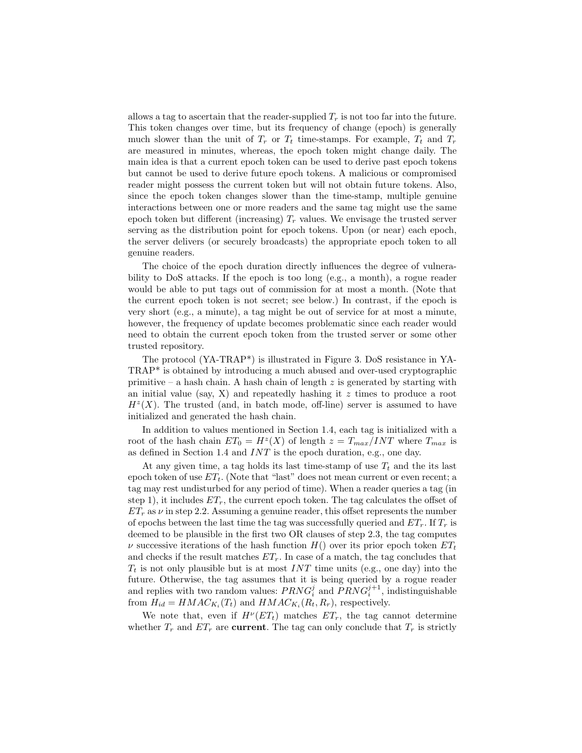allows a tag to ascertain that the reader-supplied $T_r$ is not too far into the future. This token changes over time, but its frequency of change (epoch) is generally much slower than the unit of $T_r$ or $T_t$ time-stamps. For example, $T_t$ and $T_r$ are measured in minutes, whereas, the epoch token might change daily. The main idea is that a current epoch token can be used to derive past epoch tokens but cannot be used to derive future epoch tokens. A malicious or compromised reader might possess the current token but will not obtain future tokens. Also, since the epoch token changes slower than the time-stamp, multiple genuine interactions between one or more readers and the same tag might use the same epoch token but different (increasing) $T_r$ values. We envisage the trusted server serving as the distribution point for epoch tokens. Upon (or near) each epoch, the server delivers (or securely broadcasts) the appropriate epoch token to all genuine readers.

The choice of the epoch duration directly influences the degree of vulnerability to DoS attacks. If the epoch is too long (e.g., a month), a rogue reader would be able to put tags out of commission for at most a month. (Note that the current epoch token is not secret; see below.) In contrast, if the epoch is very short (e.g., a minute), a tag might be out of service for at most a minute, however, the frequency of update becomes problematic since each reader would need to obtain the current epoch token from the trusted server or some other trusted repository.

The protocol (YA-TRAP*) is illustrated in Figure 3. DoS resistance in YA-TRAP* is obtained by introducing a much abused and over-used cryptographic primitive – a hash chain. A hash chain of length $z$ is generated by starting with an initial value (say, X) and repeatedly hashing it $z$ times to produce a root $H^z(X)$. The trusted (and, in batch mode, off-line) server is assumed to have initialized and generated the hash chain.

In addition to values mentioned in Section 1.4, each tag is initialized with a root of the hash chain $ET_0 = H^z(X)$ of length $z = T_{max}/INT$ where $T_{max}$ is as defined in Section 1.4 and $INT$ is the epoch duration, e.g., one day.

At any given time, a tag holds its last time-stamp of use $T_t$ and the its last epoch token of use $ET_t$. (Note that "last" does not mean current or even recent; a tag may rest undisturbed for any period of time). When a reader queries a tag (in step 1), it includes $ET_r$, the current epoch token. The tag calculates the offset of $ET_r$ as $\nu$ in step 2.2. Assuming a genuine reader, this offset represents the number of epochs between the last time the tag was successfully queried and $ET_r$. If $T_r$ is deemed to be plausible in the first two OR clauses of step 2.3, the tag computes $\nu$ successive iterations of the hash function $H()$ over its prior epoch token $ET_t$ and checks if the result matches $ET_r$. In case of a match, the tag concludes that $T_t$ is not only plausible but is at most $INT$ time units (e.g., one day) into the future. Otherwise, the tag assumes that it is being queried by a rogue reader and replies with two random values: $PRNG_i^j$ and $PRNG_i^{j+1}$, indistinguishable from $H_{id} = HMAC_{K_i}(T_t)$ and $HMAC_{K_i}(R_t, R_r)$, respectively.

We note that, even if $H^\nu(ET_t)$ matches $ET_r$, the tag cannot determine whether $T_r$ and $ET_r$ are **current**. The tag can only conclude that $T_r$ is strictly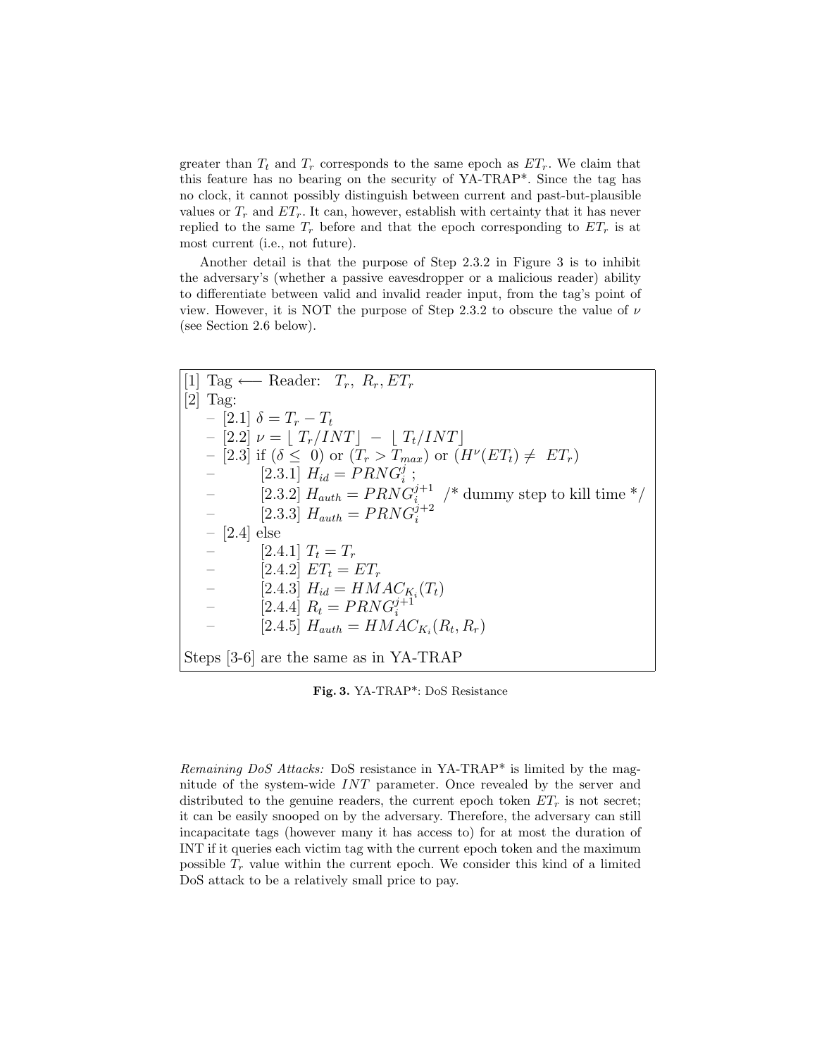greater than $T_t$ and $T_r$ corresponds to the same epoch as $ET_r$. We claim that this feature has no bearing on the security of YA-TRAP*. Since the tag has no clock, it cannot possibly distinguish between current and past-but-plausible values or $T_r$ and $ET_r$. It can, however, establish with certainty that it has never replied to the same $T_r$ before and that the epoch corresponding to $ET_r$ is at most current (i.e., not future).

Another detail is that the purpose of Step 2.3.2 in Figure 3 is to inhibit the adversary's (whether a passive eavesdropper or a malicious reader) ability to differentiate between valid and invalid reader input, from the tag's point of view. However, it is NOT the purpose of Step 2.3.2 to obscure the value of $\nu$ (see Section 2.6 below).

[1] Tag $\longleftarrow$ Reader: $T_r,\ R_r, ET_r$

[2] Tag:

- [2.1] $\delta = T_r - T_t$
- [2.2] $\nu = \lfloor T_r/INT \rfloor - \lfloor T_t/INT \rfloor$
- [2.3] if ($\delta \leq 0$) or ($T_r > T_{max}$) or ($H^{\nu}(ET_t) \neq ET_r$)
  - [2.3.1] $H_{id} = PRNG_i^j$ ;
  - [2.3.2] $H_{auth} = PRNG_i^{j+1}$ /* dummy step to kill time */
  - [2.3.3] $H_{auth} = PRNG_i^{j+2}$
- [2.4] else
  - [2.4.1] $T_t = T_r$
  - [2.4.2] $ET_t = ET_r$
  - [2.4.3] $H_{id} = HMAC_{K_i}(T_t)$
  - [2.4.4] $R_t = PRNG_i^{j+1}$
  - [2.4.5] $H_{auth} = HMAC_{K_i}(R_t, R_r)$

Steps [3-6] are the same as in YA-TRAP

**Fig. 3.** YA-TRAP*: DoS Resistance

*Remaining DoS Attacks:* DoS resistance in YA-TRAP* is limited by the magnitude of the system-wide $INT$ parameter. Once revealed by the server and distributed to the genuine readers, the current epoch token $ET_r$ is not secret; it can be easily snooped on by the adversary. Therefore, the adversary can still incapacitate tags (however many it has access to) for at most the duration of INT if it queries each victim tag with the current epoch token and the maximum possible $T_r$ value within the current epoch. We consider this kind of a limited DoS attack to be a relatively small price to pay.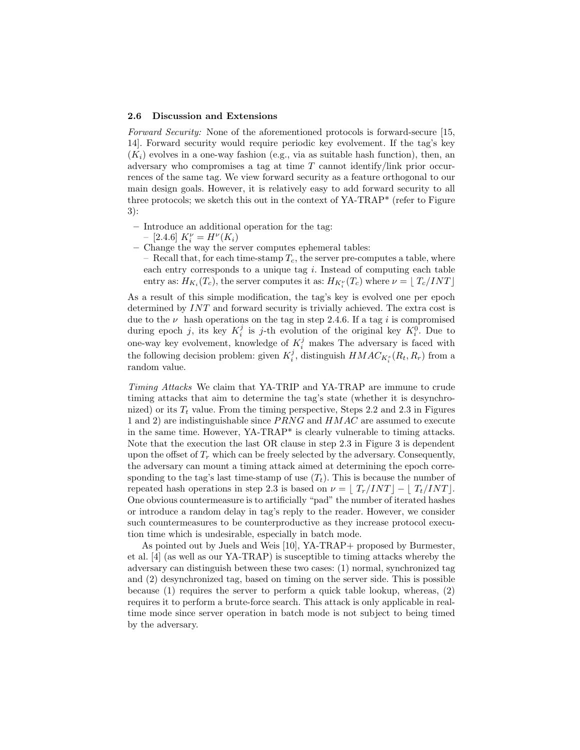### 2.6 Discussion and Extensions

*Forward Security:* None of the aforementioned protocols is forward-secure [15, 14]. Forward security would require periodic key evolvement. If the tag's key ($K_i$) evolves in a one-way fashion (e.g., via as suitable hash function), then, an adversary who compromises a tag at time $T$ cannot identify/link prior occurrences of the same tag. We view forward security as a feature orthogonal to our main design goals. However, it is relatively easy to add forward security to all three protocols; we sketch this out in the context of YA-TRAP* (refer to Figure 3):

- Introduce an additional operation for the tag:
  - [2.4.6] $K_i^{\nu} = H^{\nu}(K_i)$
- Change the way the server computes ephemeral tables:
  - Recall that, for each time-stamp $T_c$, the server pre-computes a table, where each entry corresponds to a unique tag $i$. Instead of computing each table entry as: $H_{K_i}(T_c)$, the server computes it as: $H_{K_i^{\nu}}(T_c)$ where $\nu = \lfloor T_c/INT \rfloor$

As a result of this simple modification, the tag's key is evolved one per epoch determined by $INT$ and forward security is trivially achieved. The extra cost is due to the $\nu$ hash operations on the tag in step 2.4.6. If a tag $i$ is compromised during epoch $j$, its key $K_i^j$ is $j$-th evolution of the original key $K_i^0$. Due to one-way key evolvement, knowledge of $K_i^j$ makes The adversary is faced with the following decision problem: given $K_i^j$, distinguish $HMAC_{K_i^s}(R_t, R_r)$ from a random value.

*Timing Attacks* We claim that YA-TRIP and YA-TRAP are immune to crude timing attacks that aim to determine the tag's state (whether it is desynchronized) or its $T_t$ value. From the timing perspective, Steps 2.2 and 2.3 in Figures 1 and 2) are indistinguishable since $PRNG$ and $HMAC$ are assumed to execute in the same time. However, YA-TRAP* is clearly vulnerable to timing attacks. Note that the execution the last OR clause in step 2.3 in Figure 3 is dependent upon the offset of $T_r$ which can be freely selected by the adversary. Consequently, the adversary can mount a timing attack aimed at determining the epoch corresponding to the tag's last time-stamp of use ($T_t$). This is because the number of repeated hash operations in step 2.3 is based on $\nu = \lfloor T_r/INT \rfloor - \lfloor T_t/INT \rfloor$. One obvious countermeasure is to artificially "pad" the number of iterated hashes or introduce a random delay in tag's reply to the reader. However, we consider such countermeasures to be counterproductive as they increase protocol execution time which is undesirable, especially in batch mode.

As pointed out by Juels and Weis [10], YA-TRAP+ proposed by Burmester, et al. [4] (as well as our YA-TRAP) is susceptible to timing attacks whereby the adversary can distinguish between these two cases: (1) normal, synchronized tag and (2) desynchronized tag, based on timing on the server side. This is possible because (1) requires the server to perform a quick table lookup, whereas, (2) requires it to perform a brute-force search. This attack is only applicable in real-time mode since server operation in batch mode is not subject to being timed by the adversary.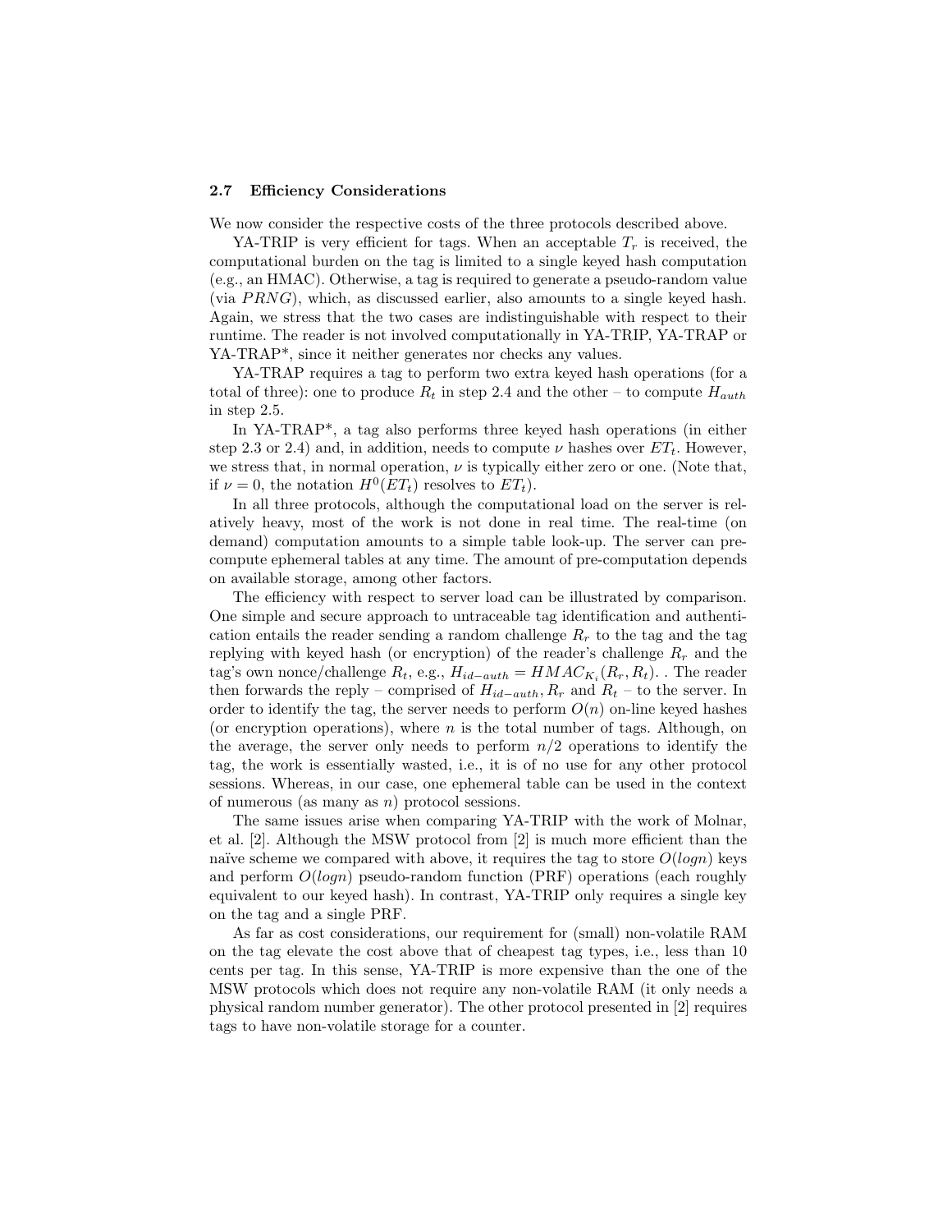### 2.7 Efficiency Considerations

We now consider the respective costs of the three protocols described above.

YA-TRIP is very efficient for tags. When an acceptable $T_r$ is received, the computational burden on the tag is limited to a single keyed hash computation (e.g., an HMAC). Otherwise, a tag is required to generate a pseudo-random value (via $PRNG$), which, as discussed earlier, also amounts to a single keyed hash. Again, we stress that the two cases are indistinguishable with respect to their runtime. The reader is not involved computationally in YA-TRIP, YA-TRAP or YA-TRAP*, since it neither generates nor checks any values.

YA-TRAP requires a tag to perform two extra keyed hash operations (for a total of three): one to produce $R_t$ in step 2.4 and the other – to compute $H_{auth}$ in step 2.5.

In YA-TRAP*, a tag also performs three keyed hash operations (in either step 2.3 or 2.4) and, in addition, needs to compute $\nu$ hashes over $ET_t$. However, we stress that, in normal operation, $\nu$ is typically either zero or one. (Note that, if $\nu = 0$, the notation $H^0(ET_t)$ resolves to $ET_t$).

In all three protocols, although the computational load on the server is relatively heavy, most of the work is not done in real time. The real-time (on demand) computation amounts to a simple table look-up. The server can pre-compute ephemeral tables at any time. The amount of pre-computation depends on available storage, among other factors.

The efficiency with respect to server load can be illustrated by comparison. One simple and secure approach to untraceable tag identification and authentication entails the reader sending a random challenge $R_r$ to the tag and the tag replying with keyed hash (or encryption) of the reader's challenge $R_r$ and the tag's own nonce/challenge $R_t$, e.g., $H_{id-auth} = HMAC_{K_i}(R_r, R_t)$. . The reader then forwards the reply – comprised of $H_{id-auth}, R_r$ and $R_t$ – to the server. In order to identify the tag, the server needs to perform $O(n)$ on-line keyed hashes (or encryption operations), where $n$ is the total number of tags. Although, on the average, the server only needs to perform $n/2$ operations to identify the tag, the work is essentially wasted, i.e., it is of no use for any other protocol sessions. Whereas, in our case, one ephemeral table can be used in the context of numerous (as many as $n$) protocol sessions.

The same issues arise when comparing YA-TRIP with the work of Molnar, et al. [2]. Although the MSW protocol from [2] is much more efficient than the naïve scheme we compared with above, it requires the tag to store $O(logn)$ keys and perform $O(logn)$ pseudo-random function (PRF) operations (each roughly equivalent to our keyed hash). In contrast, YA-TRIP only requires a single key on the tag and a single PRF.

As far as cost considerations, our requirement for (small) non-volatile RAM on the tag elevate the cost above that of cheapest tag types, i.e., less than 10 cents per tag. In this sense, YA-TRIP is more expensive than the one of the MSW protocols which does not require any non-volatile RAM (it only needs a physical random number generator). The other protocol presented in [2] requires tags to have non-volatile storage for a counter.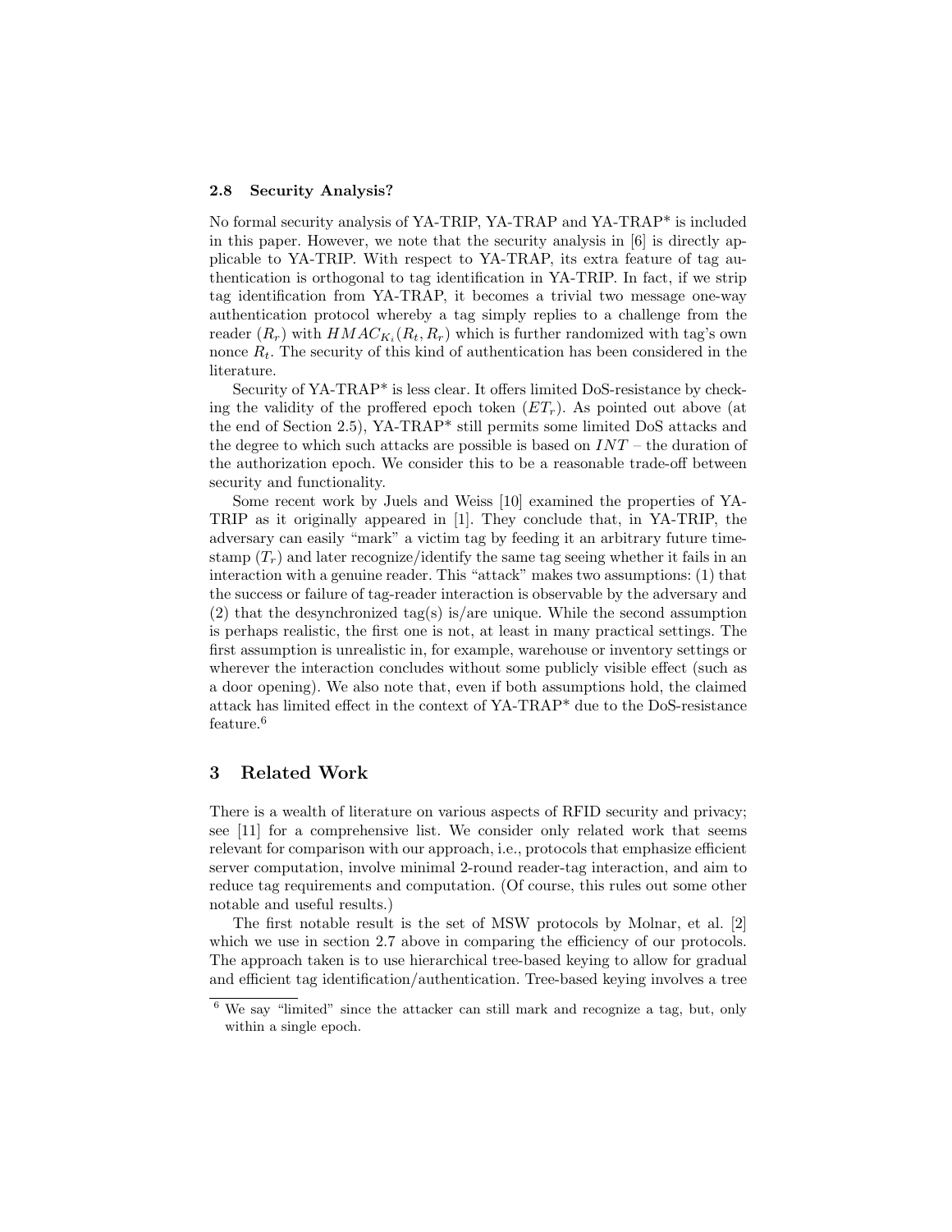### 2.8 Security Analysis?

No formal security analysis of YA-TRIP, YA-TRAP and YA-TRAP* is included in this paper. However, we note that the security analysis in [6] is directly applicable to YA-TRIP. With respect to YA-TRAP, its extra feature of tag authentication is orthogonal to tag identification in YA-TRIP. In fact, if we strip tag identification from YA-TRAP, it becomes a trivial two message one-way authentication protocol whereby a tag simply replies to a challenge from the reader ($R_r$) with $HMAC_{K_i}(R_t, R_r)$ which is further randomized with tag's own nonce $R_t$. The security of this kind of authentication has been considered in the literature.

Security of YA-TRAP* is less clear. It offers limited DoS-resistance by checking the validity of the proffered epoch token ($ET_r$). As pointed out above (at the end of Section 2.5), YA-TRAP* still permits some limited DoS attacks and the degree to which such attacks are possible is based on $INT$ – the duration of the authorization epoch. We consider this to be a reasonable trade-off between security and functionality.

Some recent work by Juels and Weiss [10] examined the properties of YA-TRIP as it originally appeared in [1]. They conclude that, in YA-TRIP, the adversary can easily "mark" a victim tag by feeding it an arbitrary future timestamp ($T_r$) and later recognize/identify the same tag seeing whether it fails in an interaction with a genuine reader. This "attack" makes two assumptions: (1) that the success or failure of tag-reader interaction is observable by the adversary and (2) that the desynchronized tag(s) is/are unique. While the second assumption is perhaps realistic, the first one is not, at least in many practical settings. The first assumption is unrealistic in, for example, warehouse or inventory settings or wherever the interaction concludes without some publicly visible effect (such as a door opening). We also note that, even if both assumptions hold, the claimed attack has limited effect in the context of YA-TRAP* due to the DoS-resistance feature.[6]

## 3 Related Work

There is a wealth of literature on various aspects of RFID security and privacy; see [11] for a comprehensive list. We consider only related work that seems relevant for comparison with our approach, i.e., protocols that emphasize efficient server computation, involve minimal 2-round reader-tag interaction, and aim to reduce tag requirements and computation. (Of course, this rules out some other notable and useful results.)

The first notable result is the set of MSW protocols by Molnar, et al. [2] which we use in section 2.7 above in comparing the efficiency of our protocols. The approach taken is to use hierarchical tree-based keying to allow for gradual and efficient tag identification/authentication. Tree-based keying involves a tree

[6] We say "limited" since the attacker can still mark and recognize a tag, but, only within a single epoch.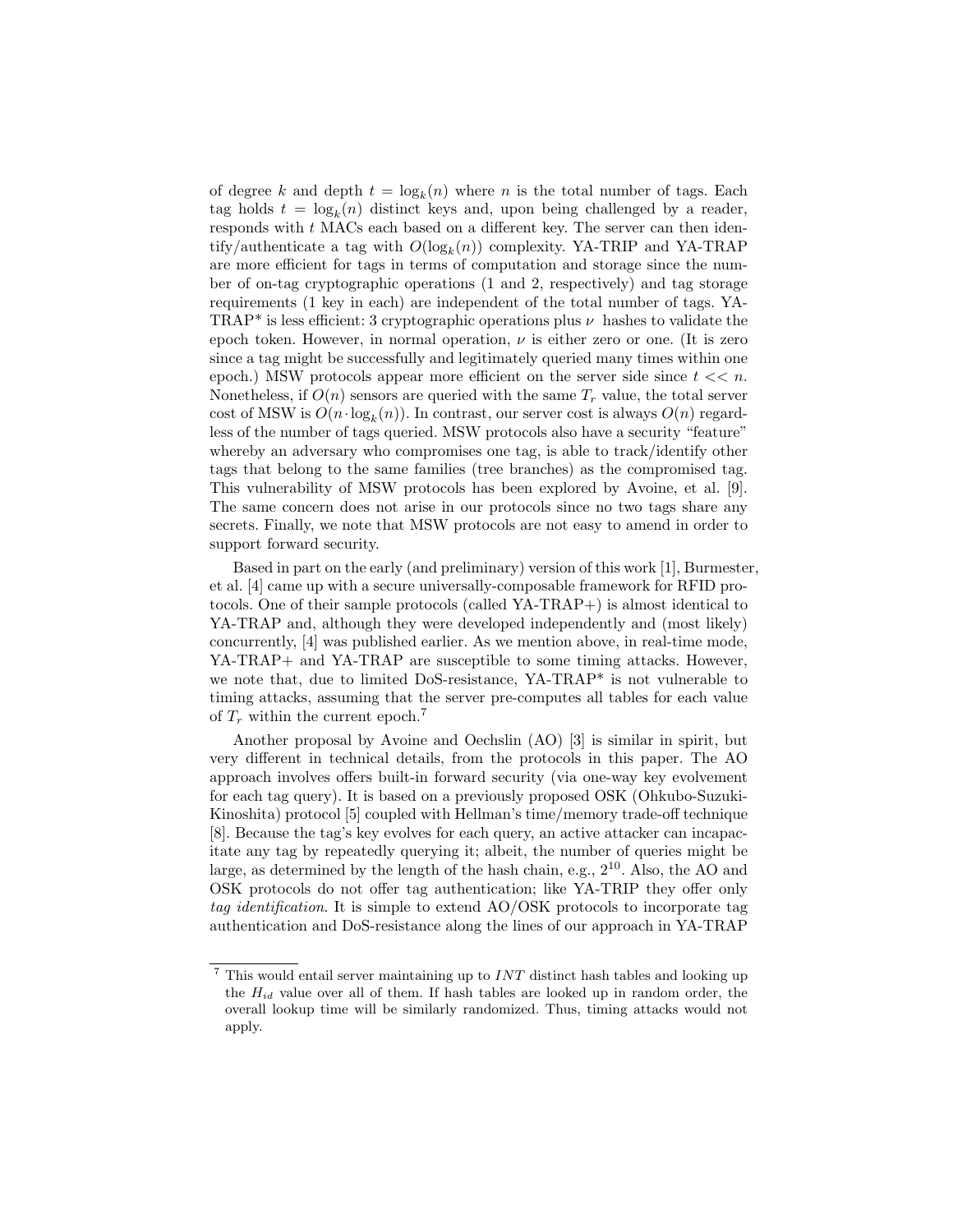of degree $k$ and depth $t = \log_k(n)$ where $n$ is the total number of tags. Each tag holds $t = \log_k(n)$ distinct keys and, upon being challenged by a reader, responds with $t$ MACs each based on a different key. The server can then identify/authenticate a tag with $O(\log_k(n))$ complexity. YA-TRIP and YA-TRAP are more efficient for tags in terms of computation and storage since the number of on-tag cryptographic operations (1 and 2, respectively) and tag storage requirements (1 key in each) are independent of the total number of tags. YA-TRAP* is less efficient: 3 cryptographic operations plus $\nu$ hashes to validate the epoch token. However, in normal operation, $\nu$ is either zero or one. (It is zero since a tag might be successfully and legitimately queried many times within one epoch.) MSW protocols appear more efficient on the server side since $t << n$. Nonetheless, if $O(n)$ sensors are queried with the same $T_r$ value, the total server cost of MSW is $O(n \cdot \log_k(n))$. In contrast, our server cost is always $O(n)$ regardless of the number of tags queried. MSW protocols also have a security "feature" whereby an adversary who compromises one tag, is able to track/identify other tags that belong to the same families (tree branches) as the compromised tag. This vulnerability of MSW protocols has been explored by Avoine, et al. [9]. The same concern does not arise in our protocols since no two tags share any secrets. Finally, we note that MSW protocols are not easy to amend in order to support forward security.

Based in part on the early (and preliminary) version of this work [1], Burmester, et al. [4] came up with a secure universally-composable framework for RFID protocols. One of their sample protocols (called YA-TRAP+) is almost identical to YA-TRAP and, although they were developed independently and (most likely) concurrently, [4] was published earlier. As we mention above, in real-time mode, YA-TRAP+ and YA-TRAP are susceptible to some timing attacks. However, we note that, due to limited DoS-resistance, YA-TRAP* is not vulnerable to timing attacks, assuming that the server pre-computes all tables for each value of $T_r$ within the current epoch.[7]

Another proposal by Avoine and Oechslin (AO) [3] is similar in spirit, but very different in technical details, from the protocols in this paper. The AO approach involves offers built-in forward security (via one-way key evolvement for each tag query). It is based on a previously proposed OSK (Ohkubo-Suzuki-Kinoshita) protocol [5] coupled with Hellman's time/memory trade-off technique [8]. Because the tag's key evolves for each query, an active attacker can incapacitate any tag by repeatedly querying it; albeit, the number of queries might be large, as determined by the length of the hash chain, e.g., $2^{10}$. Also, the AO and OSK protocols do not offer tag authentication; like YA-TRIP they offer only *tag identification*. It is simple to extend AO/OSK protocols to incorporate tag authentication and DoS-resistance along the lines of our approach in YA-TRAP

[7] This would entail server maintaining up to $INT$ distinct hash tables and looking up the $H_{id}$ value over all of them. If hash tables are looked up in random order, the overall lookup time will be similarly randomized. Thus, timing attacks would not apply.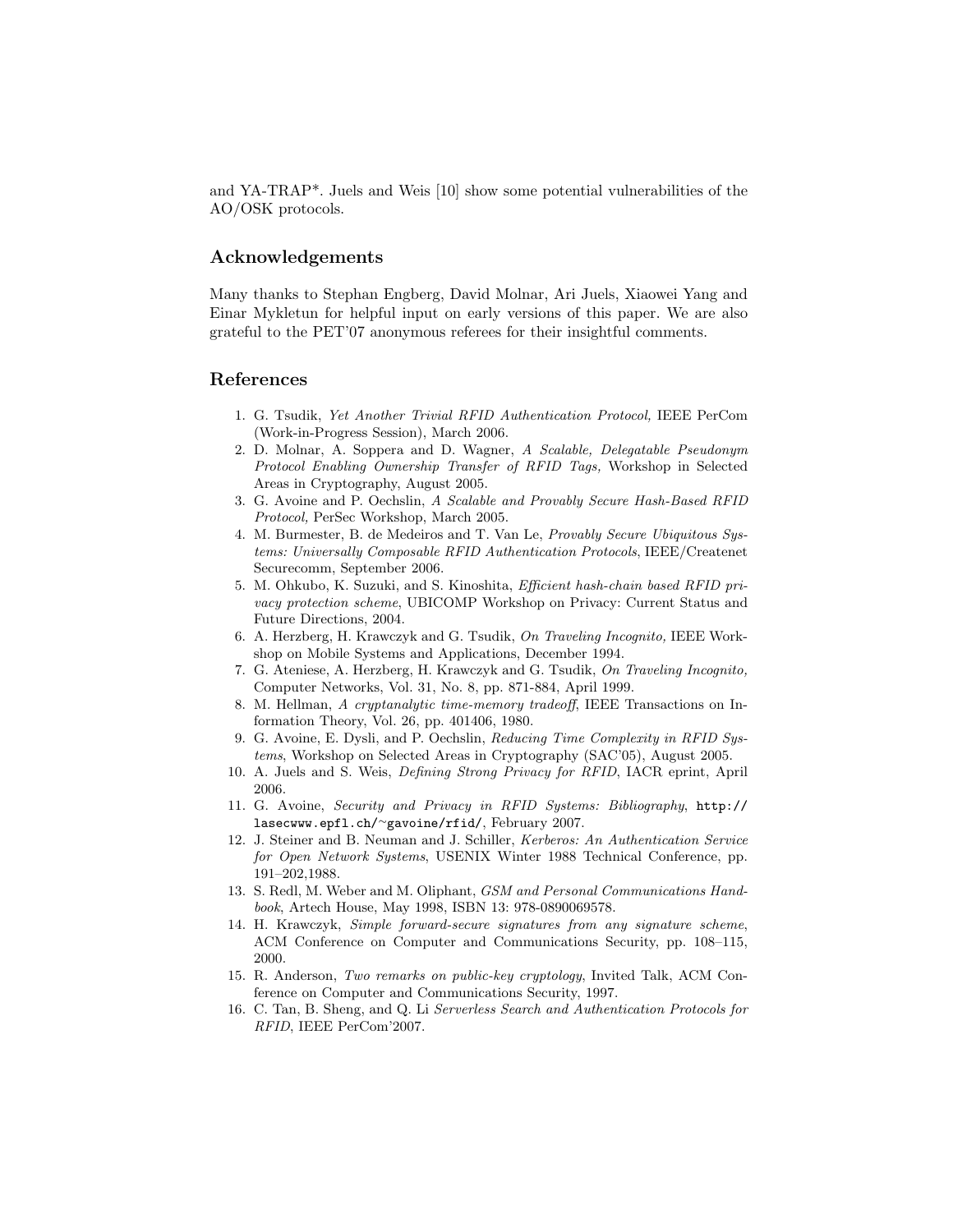and YA-TRAP*. Juels and Weis [10] show some potential vulnerabilities of the AO/OSK protocols.

## Acknowledgements

Many thanks to Stephan Engberg, David Molnar, Ari Juels, Xiaowei Yang and Einar Mykletun for helpful input on early versions of this paper. We are also grateful to the PET'07 anonymous referees for their insightful comments.

## References

1. G. Tsudik, *Yet Another Trivial RFID Authentication Protocol,* IEEE PerCom (Work-in-Progress Session), March 2006.
2. D. Molnar, A. Soppera and D. Wagner, *A Scalable, Delegatable Pseudonym Protocol Enabling Ownership Transfer of RFID Tags,* Workshop in Selected Areas in Cryptography, August 2005.
3. G. Avoine and P. Oechslin, *A Scalable and Provably Secure Hash-Based RFID Protocol,* PerSec Workshop, March 2005.
4. M. Burmester, B. de Medeiros and T. Van Le, *Provably Secure Ubiquitous Systems: Universally Composable RFID Authentication Protocols*, IEEE/Createnet Securecomm, September 2006.
5. M. Ohkubo, K. Suzuki, and S. Kinoshita, *Efficient hash-chain based RFID privacy protection scheme*, UBICOMP Workshop on Privacy: Current Status and Future Directions, 2004.
6. A. Herzberg, H. Krawczyk and G. Tsudik, *On Traveling Incognito,* IEEE Workshop on Mobile Systems and Applications, December 1994.
7. G. Ateniese, A. Herzberg, H. Krawczyk and G. Tsudik, *On Traveling Incognito,* Computer Networks, Vol. 31, No. 8, pp. 871-884, April 1999.
8. M. Hellman, *A cryptanalytic time-memory tradeoff*, IEEE Transactions on Information Theory, Vol. 26, pp. 401406, 1980.
9. G. Avoine, E. Dysli, and P. Oechslin, *Reducing Time Complexity in RFID Systems*, Workshop on Selected Areas in Cryptography (SAC'05), August 2005.
10. A. Juels and S. Weis, *Defining Strong Privacy for RFID*, IACR eprint, April 2006.
11. G. Avoine, *Security and Privacy in RFID Systems: Bibliography*, `http://lasecwww.epfl.ch/~gavoine/rfid/`, February 2007.
12. J. Steiner and B. Neuman and J. Schiller, *Kerberos: An Authentication Service for Open Network Systems*, USENIX Winter 1988 Technical Conference, pp. 191–202,1988.
13. S. Redl, M. Weber and M. Oliphant, *GSM and Personal Communications Handbook*, Artech House, May 1998, ISBN 13: 978-0890069578.
14. H. Krawczyk, *Simple forward-secure signatures from any signature scheme*, ACM Conference on Computer and Communications Security, pp. 108–115, 2000.
15. R. Anderson, *Two remarks on public-key cryptology*, Invited Talk, ACM Conference on Computer and Communications Security, 1997.
16. C. Tan, B. Sheng, and Q. Li *Serverless Search and Authentication Protocols for RFID*, IEEE PerCom'2007.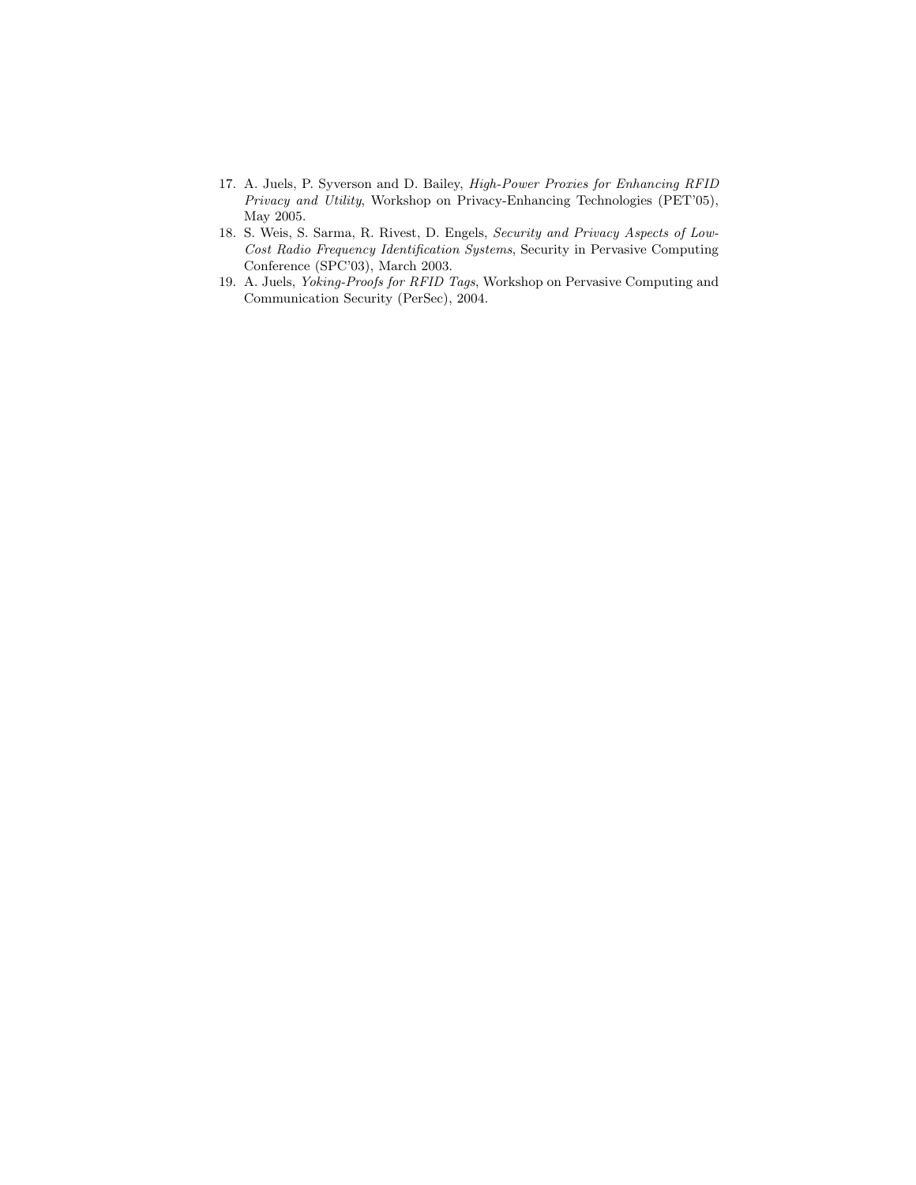17. A. Juels, P. Syverson and D. Bailey, *High-Power Proxies for Enhancing RFID Privacy and Utility*, Workshop on Privacy-Enhancing Technologies (PET'05), May 2005.
18. S. Weis, S. Sarma, R. Rivest, D. Engels, *Security and Privacy Aspects of Low-Cost Radio Frequency Identification Systems*, Security in Pervasive Computing Conference (SPC'03), March 2003.
19. A. Juels, *Yoking-Proofs for RFID Tags*, Workshop on Pervasive Computing and Communication Security (PerSec), 2004.